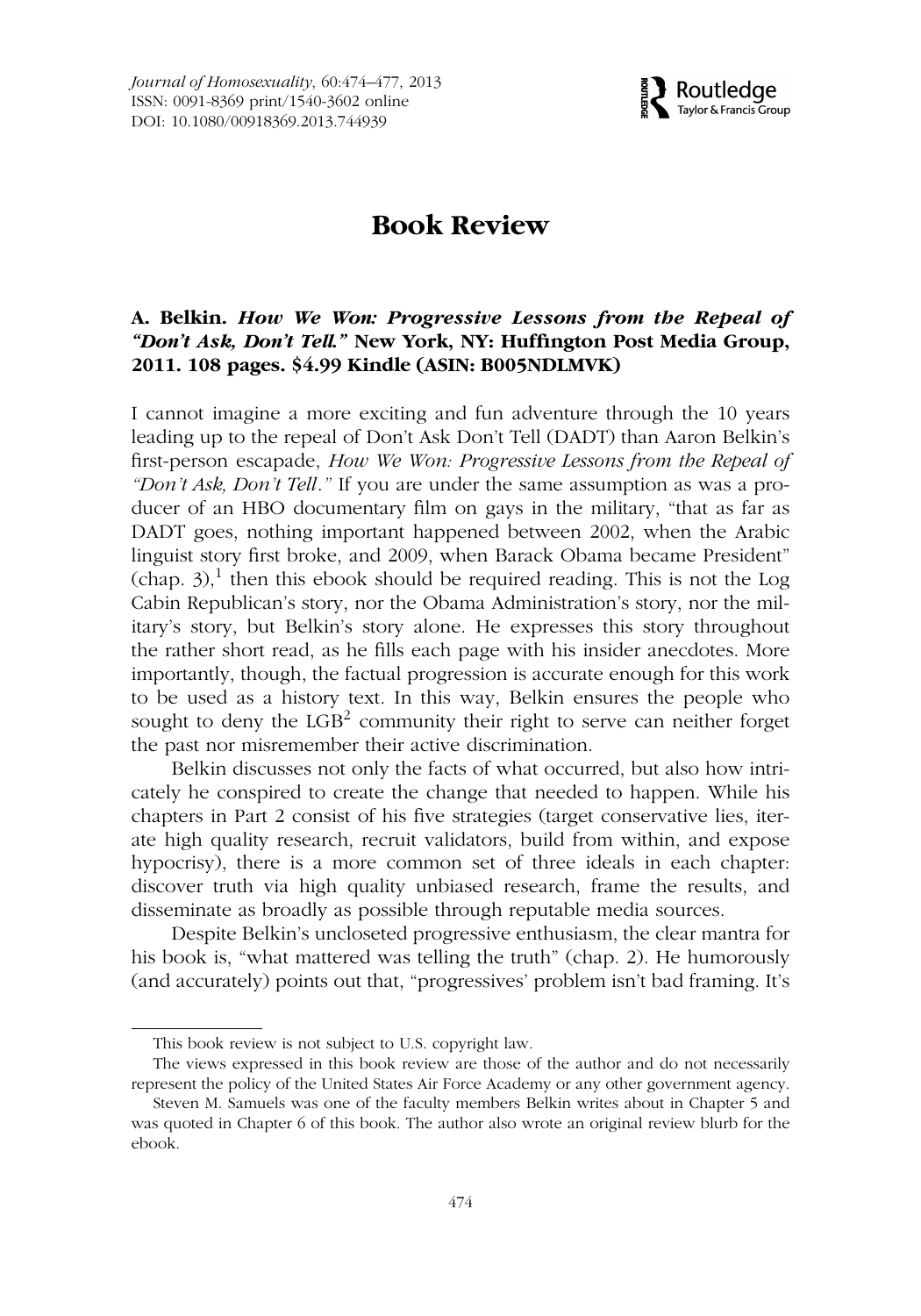# Book Review

**A. Belkin. *How We Won: Progressive Lessons from the Repeal of "Don't Ask, Don't Tell."* New York, NY: Huffington Post Media Group, 2011. 108 pages. $4.99 Kindle (ASIN: B005NDLMVK)**

I cannot imagine a more exciting and fun adventure through the 10 years leading up to the repeal of Don't Ask Don't Tell (DADT) than Aaron Belkin's first-person escapade, *How We Won: Progressive Lessons from the Repeal of "Don't Ask, Don't Tell."* If you are under the same assumption as was a producer of an HBO documentary film on gays in the military, "that as far as DADT goes, nothing important happened between 2002, when the Arabic linguist story first broke, and 2009, when Barack Obama became President" (chap. 3),[1] then this ebook should be required reading. This is not the Log Cabin Republican's story, nor the Obama Administration's story, nor the military's story, but Belkin's story alone. He expresses this story throughout the rather short read, as he fills each page with his insider anecdotes. More importantly, though, the factual progression is accurate enough for this work to be used as a history text. In this way, Belkin ensures the people who sought to deny the LGB[2] community their right to serve can neither forget the past nor misremember their active discrimination.

Belkin discusses not only the facts of what occurred, but also how intricately he conspired to create the change that needed to happen. While his chapters in Part 2 consist of his five strategies (target conservative lies, iterate high quality research, recruit validators, build from within, and expose hypocrisy), there is a more common set of three ideals in each chapter: discover truth via high quality unbiased research, frame the results, and disseminate as broadly as possible through reputable media sources.

Despite Belkin's uncloseted progressive enthusiasm, the clear mantra for his book is, "what mattered was telling the truth" (chap. 2). He humorously (and accurately) points out that, "progressives' problem isn't bad framing. It's

---

This book review is not subject to U.S. copyright law.

The views expressed in this book review are those of the author and do not necessarily represent the policy of the United States Air Force Academy or any other government agency.

Steven M. Samuels was one of the faculty members Belkin writes about in Chapter 5 and was quoted in Chapter 6 of this book. The author also wrote an original review blurb for the ebook.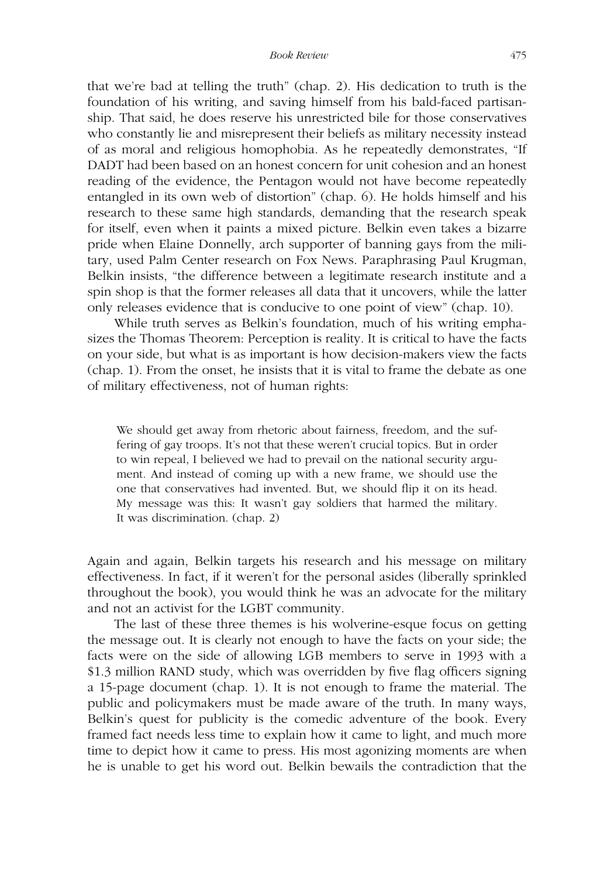that we're bad at telling the truth" (chap. 2). His dedication to truth is the foundation of his writing, and saving himself from his bald-faced partisanship. That said, he does reserve his unrestricted bile for those conservatives who constantly lie and misrepresent their beliefs as military necessity instead of as moral and religious homophobia. As he repeatedly demonstrates, "If DADT had been based on an honest concern for unit cohesion and an honest reading of the evidence, the Pentagon would not have become repeatedly entangled in its own web of distortion" (chap. 6). He holds himself and his research to these same high standards, demanding that the research speak for itself, even when it paints a mixed picture. Belkin even takes a bizarre pride when Elaine Donnelly, arch supporter of banning gays from the military, used Palm Center research on Fox News. Paraphrasing Paul Krugman, Belkin insists, "the difference between a legitimate research institute and a spin shop is that the former releases all data that it uncovers, while the latter only releases evidence that is conducive to one point of view" (chap. 10).

While truth serves as Belkin's foundation, much of his writing emphasizes the Thomas Theorem: Perception is reality. It is critical to have the facts on your side, but what is as important is how decision-makers view the facts (chap. 1). From the onset, he insists that it is vital to frame the debate as one of military effectiveness, not of human rights:

> We should get away from rhetoric about fairness, freedom, and the suffering of gay troops. It's not that these weren't crucial topics. But in order to win repeal, I believed we had to prevail on the national security argument. And instead of coming up with a new frame, we should use the one that conservatives had invented. But, we should flip it on its head. My message was this: It wasn't gay soldiers that harmed the military. It was discrimination. (chap. 2)

Again and again, Belkin targets his research and his message on military effectiveness. In fact, if it weren't for the personal asides (liberally sprinkled throughout the book), you would think he was an advocate for the military and not an activist for the LGBT community.

The last of these three themes is his wolverine-esque focus on getting the message out. It is clearly not enough to have the facts on your side; the facts were on the side of allowing LGB members to serve in 1993 with a \$1.3 million RAND study, which was overridden by five flag officers signing a 15-page document (chap. 1). It is not enough to frame the material. The public and policymakers must be made aware of the truth. In many ways, Belkin's quest for publicity is the comedic adventure of the book. Every framed fact needs less time to explain how it came to light, and much more time to depict how it came to press. His most agonizing moments are when he is unable to get his word out. Belkin bewails the contradiction that the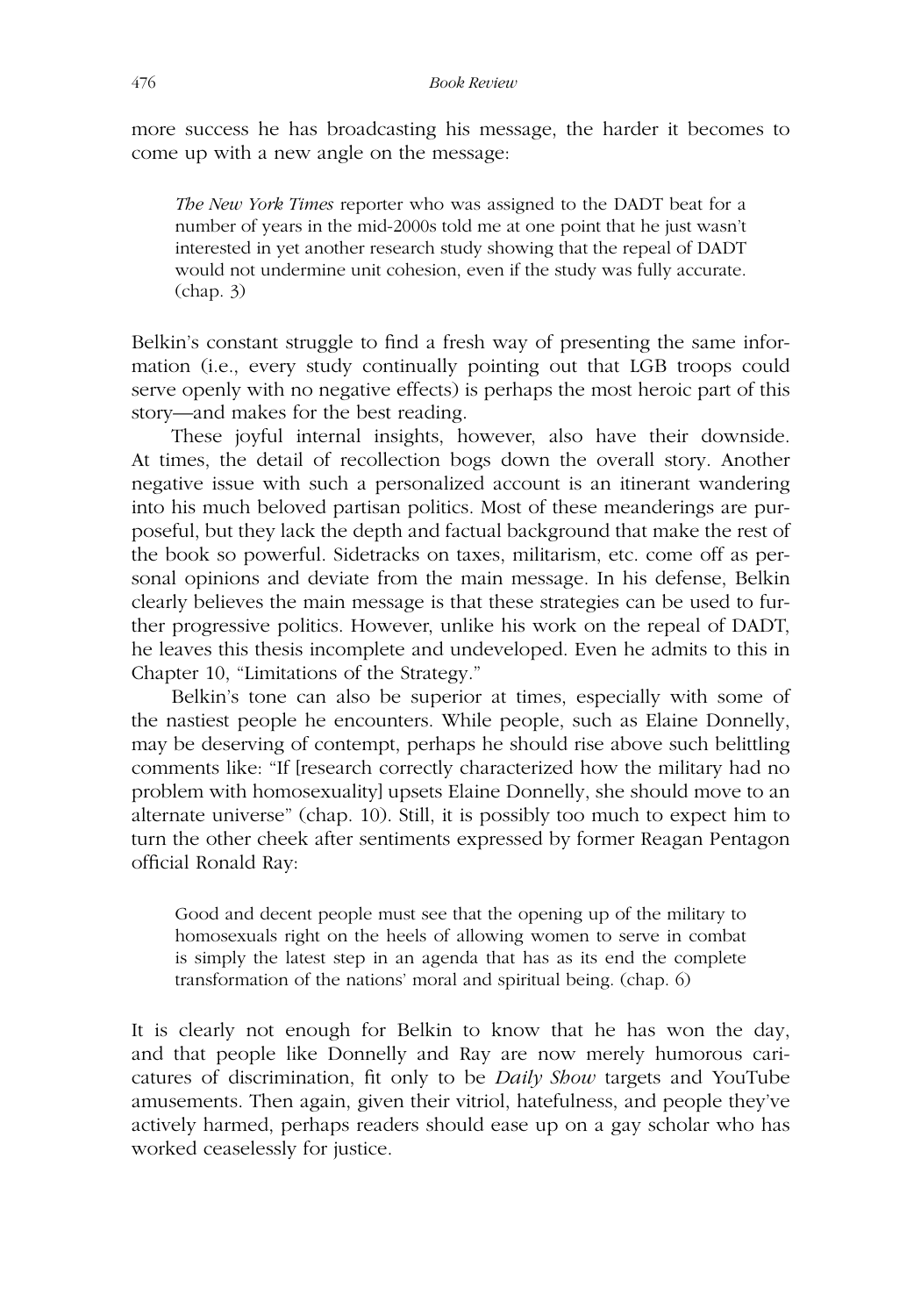more success he has broadcasting his message, the harder it becomes to come up with a new angle on the message:

> *The New York Times* reporter who was assigned to the DADT beat for a number of years in the mid-2000s told me at one point that he just wasn't interested in yet another research study showing that the repeal of DADT would not undermine unit cohesion, even if the study was fully accurate. (chap. 3)

Belkin's constant struggle to find a fresh way of presenting the same information (i.e., every study continually pointing out that LGB troops could serve openly with no negative effects) is perhaps the most heroic part of this story—and makes for the best reading.

These joyful internal insights, however, also have their downside. At times, the detail of recollection bogs down the overall story. Another negative issue with such a personalized account is an itinerant wandering into his much beloved partisan politics. Most of these meanderings are purposeful, but they lack the depth and factual background that make the rest of the book so powerful. Sidetracks on taxes, militarism, etc. come off as personal opinions and deviate from the main message. In his defense, Belkin clearly believes the main message is that these strategies can be used to further progressive politics. However, unlike his work on the repeal of DADT, he leaves this thesis incomplete and undeveloped. Even he admits to this in Chapter 10, "Limitations of the Strategy."

Belkin's tone can also be superior at times, especially with some of the nastiest people he encounters. While people, such as Elaine Donnelly, may be deserving of contempt, perhaps he should rise above such belittling comments like: "If [research correctly characterized how the military had no problem with homosexuality] upsets Elaine Donnelly, she should move to an alternate universe" (chap. 10). Still, it is possibly too much to expect him to turn the other cheek after sentiments expressed by former Reagan Pentagon official Ronald Ray:

> Good and decent people must see that the opening up of the military to homosexuals right on the heels of allowing women to serve in combat is simply the latest step in an agenda that has as its end the complete transformation of the nations' moral and spiritual being. (chap. 6)

It is clearly not enough for Belkin to know that he has won the day, and that people like Donnelly and Ray are now merely humorous caricatures of discrimination, fit only to be *Daily Show* targets and YouTube amusements. Then again, given their vitriol, hatefulness, and people they've actively harmed, perhaps readers should ease up on a gay scholar who has worked ceaselessly for justice.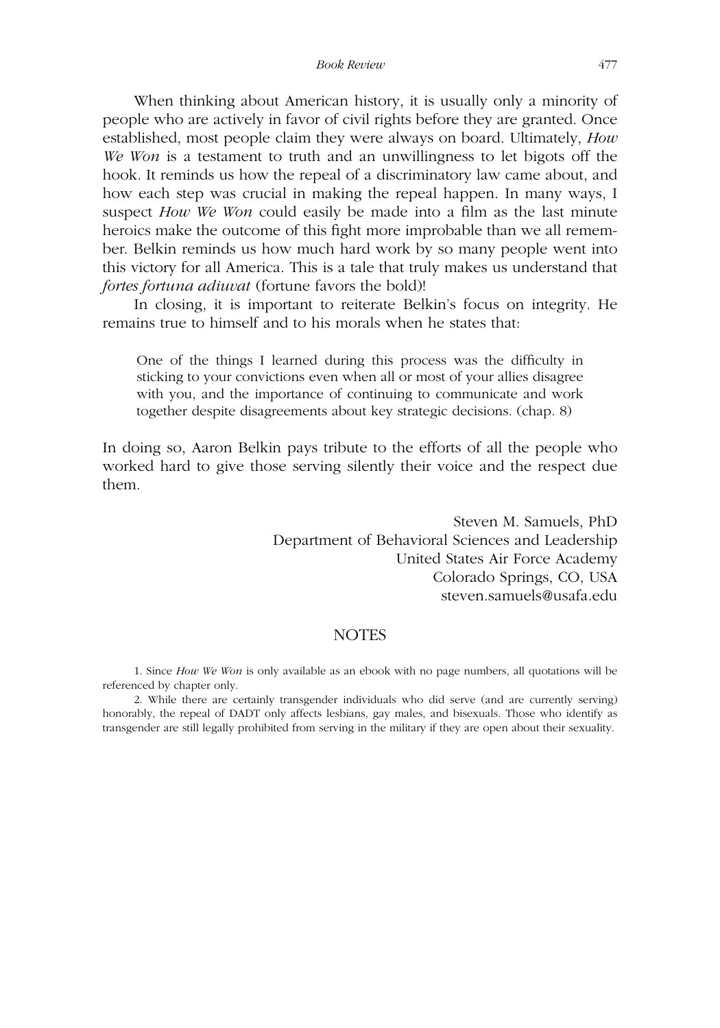When thinking about American history, it is usually only a minority of people who are actively in favor of civil rights before they are granted. Once established, most people claim they were always on board. Ultimately, *How We Won* is a testament to truth and an unwillingness to let bigots off the hook. It reminds us how the repeal of a discriminatory law came about, and how each step was crucial in making the repeal happen. In many ways, I suspect *How We Won* could easily be made into a film as the last minute heroics make the outcome of this fight more improbable than we all remember. Belkin reminds us how much hard work by so many people went into this victory for all America. This is a tale that truly makes us understand that *fortes fortuna adiuvat* (fortune favors the bold)!

In closing, it is important to reiterate Belkin's focus on integrity. He remains true to himself and to his morals when he states that:

> One of the things I learned during this process was the difficulty in sticking to your convictions even when all or most of your allies disagree with you, and the importance of continuing to communicate and work together despite disagreements about key strategic decisions. (chap. 8)

In doing so, Aaron Belkin pays tribute to the efforts of all the people who worked hard to give those serving silently their voice and the respect due them.

Steven M. Samuels, PhD
Department of Behavioral Sciences and Leadership
United States Air Force Academy
Colorado Springs, CO, USA
steven.samuels@usafa.edu

## NOTES

1. Since *How We Won* is only available as an ebook with no page numbers, all quotations will be referenced by chapter only.

2. While there are certainly transgender individuals who did serve (and are currently serving) honorably, the repeal of DADT only affects lesbians, gay males, and bisexuals. Those who identify as transgender are still legally prohibited from serving in the military if they are open about their sexuality.